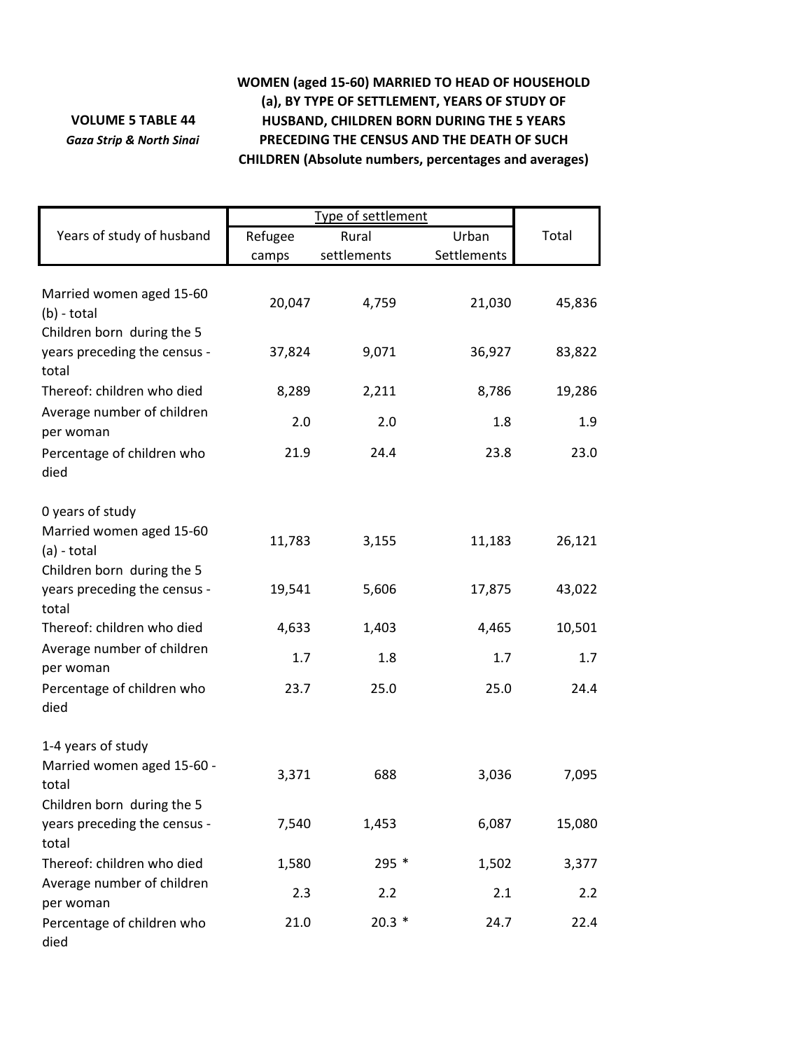**VOLUME 5 TABLE 44**

*Gaza Strip & North Sinai*

**WOMEN (aged 15-60) MARRIED TO HEAD OF HOUSEHOLD (a), BY TYPE OF SETTLEMENT, YEARS OF STUDY OF HUSBAND, CHILDREN BORN DURING THE 5 YEARS PRECEDING THE CENSUS AND THE DEATH OF SUCH CHILDREN (Absolute numbers, percentages and averages)**

| Years of study of husband | Type of settlement | | | Total |
|---|---|---|---|---|
| | Refugee camps | Rural settlements | Urban Settlements | |
| Married women aged 15-60 (b) - total | 20,047 | 4,759 | 21,030 | 45,836 |
| Children born during the 5 years preceding the census - total | 37,824 | 9,071 | 36,927 | 83,822 |
| Thereof: children who died | 8,289 | 2,211 | 8,786 | 19,286 |
| Average number of children per woman | 2.0 | 2.0 | 1.8 | 1.9 |
| Percentage of children who died | 21.9 | 24.4 | 23.8 | 23.0 |
| 0 years of study | | | | |
| Married women aged 15-60 (a) - total | 11,783 | 3,155 | 11,183 | 26,121 |
| Children born during the 5 years preceding the census - total | 19,541 | 5,606 | 17,875 | 43,022 |
| Thereof: children who died | 4,633 | 1,403 | 4,465 | 10,501 |
| Average number of children per woman | 1.7 | 1.8 | 1.7 | 1.7 |
| Percentage of children who died | 23.7 | 25.0 | 25.0 | 24.4 |
| 1-4 years of study | | | | |
| Married women aged 15-60 - total | 3,371 | 688 | 3,036 | 7,095 |
| Children born during the 5 years preceding the census - total | 7,540 | 1,453 | 6,087 | 15,080 |
| Thereof: children who died | 1,580 | 295 * | 1,502 | 3,377 |
| Average number of children per woman | 2.3 | 2.2 | 2.1 | 2.2 |
| Percentage of children who died | 21.0 | 20.3 * | 24.7 | 22.4 |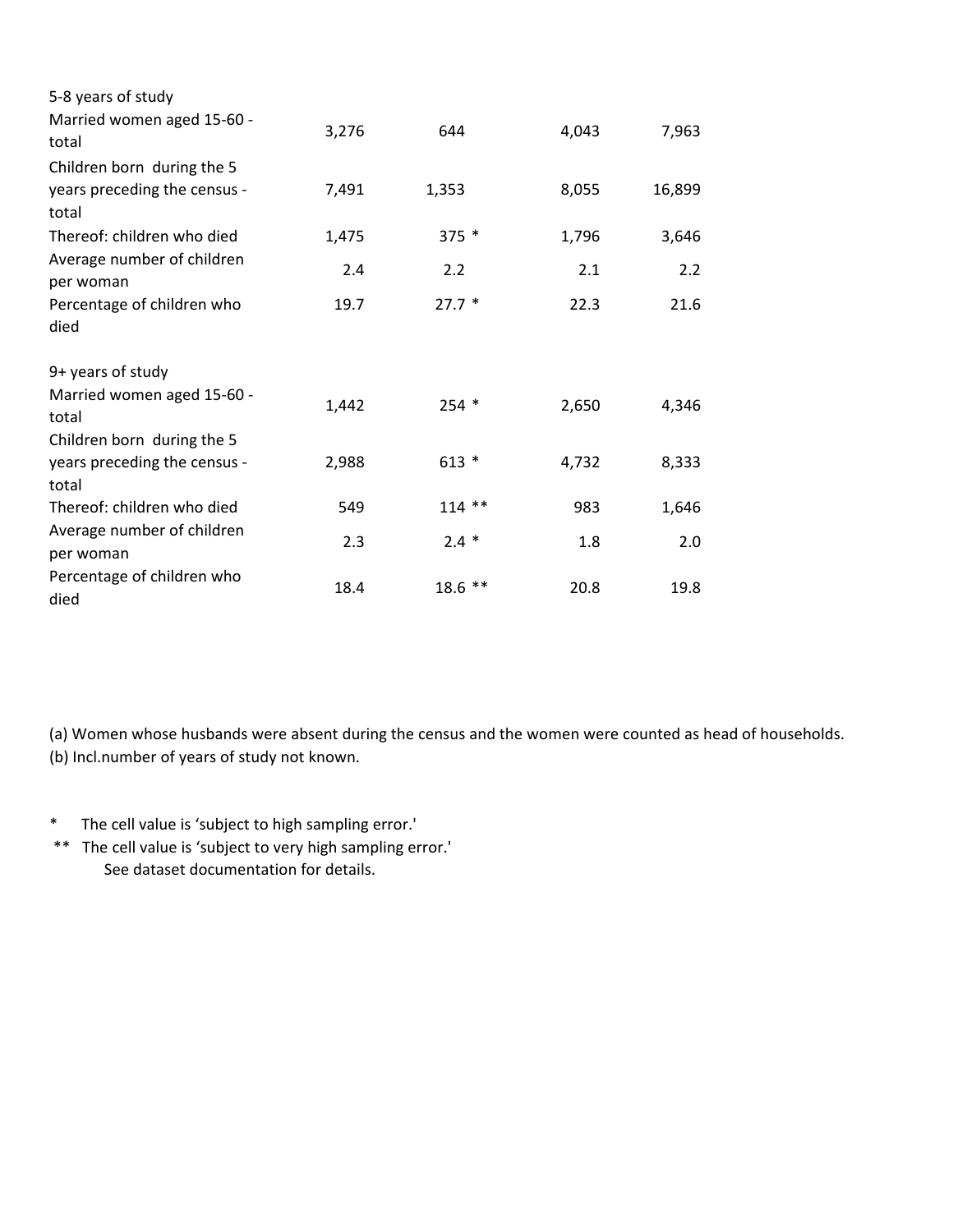| | | | | |
|---|---|---|---|---|
| 5-8 years of study | | | | |
| Married women aged 15-60 - total | 3,276 | 644 | 4,043 | 7,963 |
| Children born during the 5 years preceding the census - total | 7,491 | 1,353 | 8,055 | 16,899 |
| Thereof: children who died | 1,475 | 375 * | 1,796 | 3,646 |
| Average number of children per woman | 2.4 | 2.2 | 2.1 | 2.2 |
| Percentage of children who died | 19.7 | 27.7 * | 22.3 | 21.6 |
| 9+ years of study | | | | |
| Married women aged 15-60 - total | 1,442 | 254 * | 2,650 | 4,346 |
| Children born during the 5 years preceding the census - total | 2,988 | 613 * | 4,732 | 8,333 |
| Thereof: children who died | 549 | 114 ** | 983 | 1,646 |
| Average number of children per woman | 2.3 | 2.4 * | 1.8 | 2.0 |
| Percentage of children who died | 18.4 | 18.6 ** | 20.8 | 19.8 |

(a) Women whose husbands were absent during the census and the women were counted as head of households.
(b) Incl.number of years of study not known.

\* The cell value is 'subject to high sampling error.'
\** The cell value is 'subject to very high sampling error.'
See dataset documentation for details.